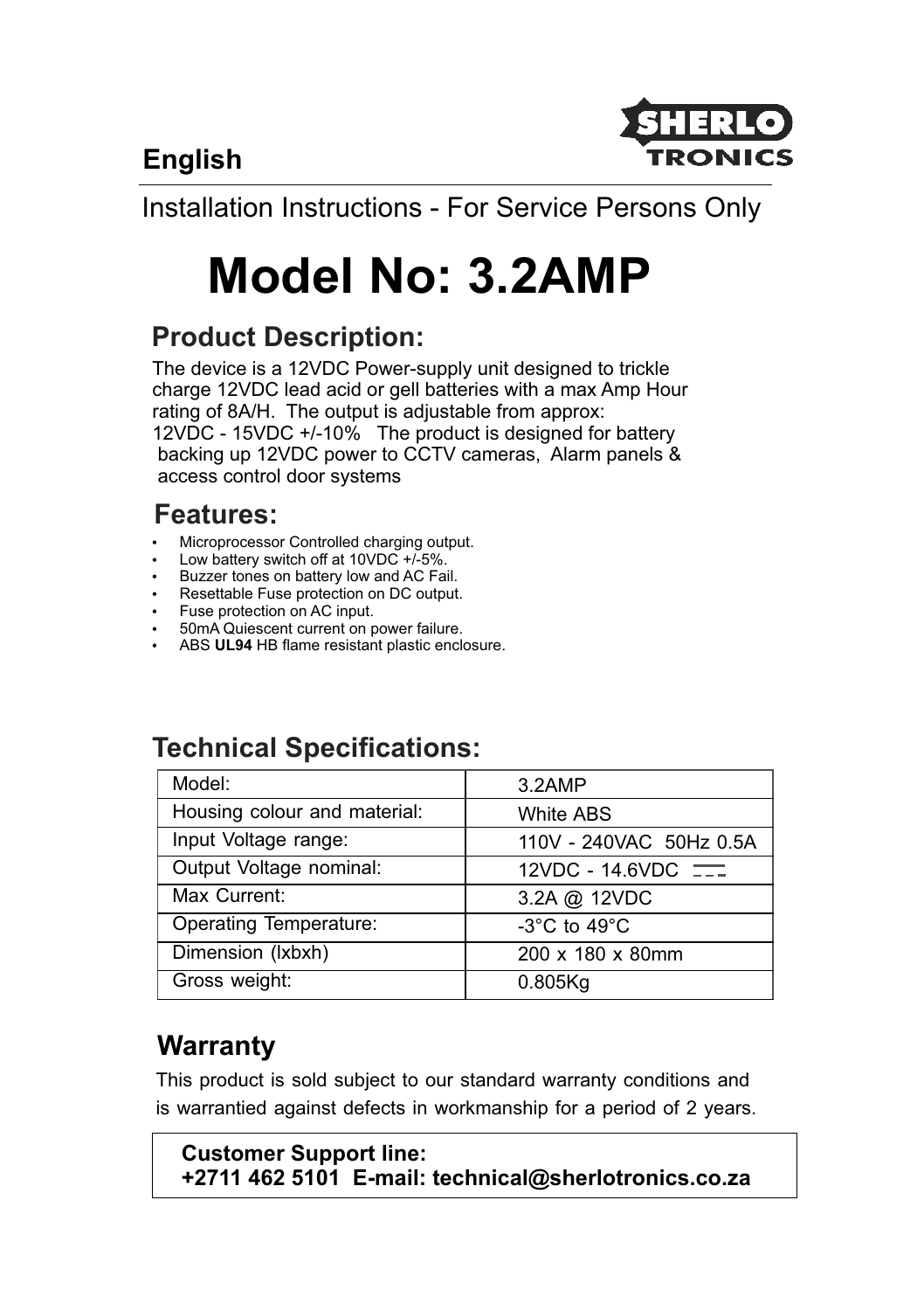English

SHERLO TRONICS

Installation Instructions - For Service Persons Only

# Model No: 3.2AMP

## Product Description:

The device is a 12VDC Power-supply unit designed to trickle charge 12VDC lead acid or gell batteries with a max Amp Hour rating of 8A/H. The output is adjustable from approx: 12VDC - 15VDC +/-10% The product is designed for battery backing up 12VDC power to CCTV cameras, Alarm panels & access control door systems

## Features:

- Microprocessor Controlled charging output.
- Low battery switch off at 10VDC +/-5%.
- Buzzer tones on battery low and AC Fail.
- Resettable Fuse protection on DC output.
- Fuse protection on AC input.
- 50mA Quiescent current on power failure.
- ABS **UL94** HB flame resistant plastic enclosure.

## Technical Specifications:

| Model: | 3.2AMP |
|---|---|
| Housing colour and material: | White ABS |
| Input Voltage range: | 110V - 240VAC 50Hz 0.5A |
| Output Voltage nominal: | 12VDC - 14.6VDC ⎓ |
| Max Current: | 3.2A @ 12VDC |
| Operating Temperature: | -3°C to 49°C |
| Dimension (lxbxh) | 200 x 180 x 80mm |
| Gross weight: | 0.805Kg |

## Warranty

This product is sold subject to our standard warranty conditions and is warrantied against defects in workmanship for a period of 2 years.

**Customer Support line:**
**+2711 462 5101 E-mail: technical@sherlotronics.co.za**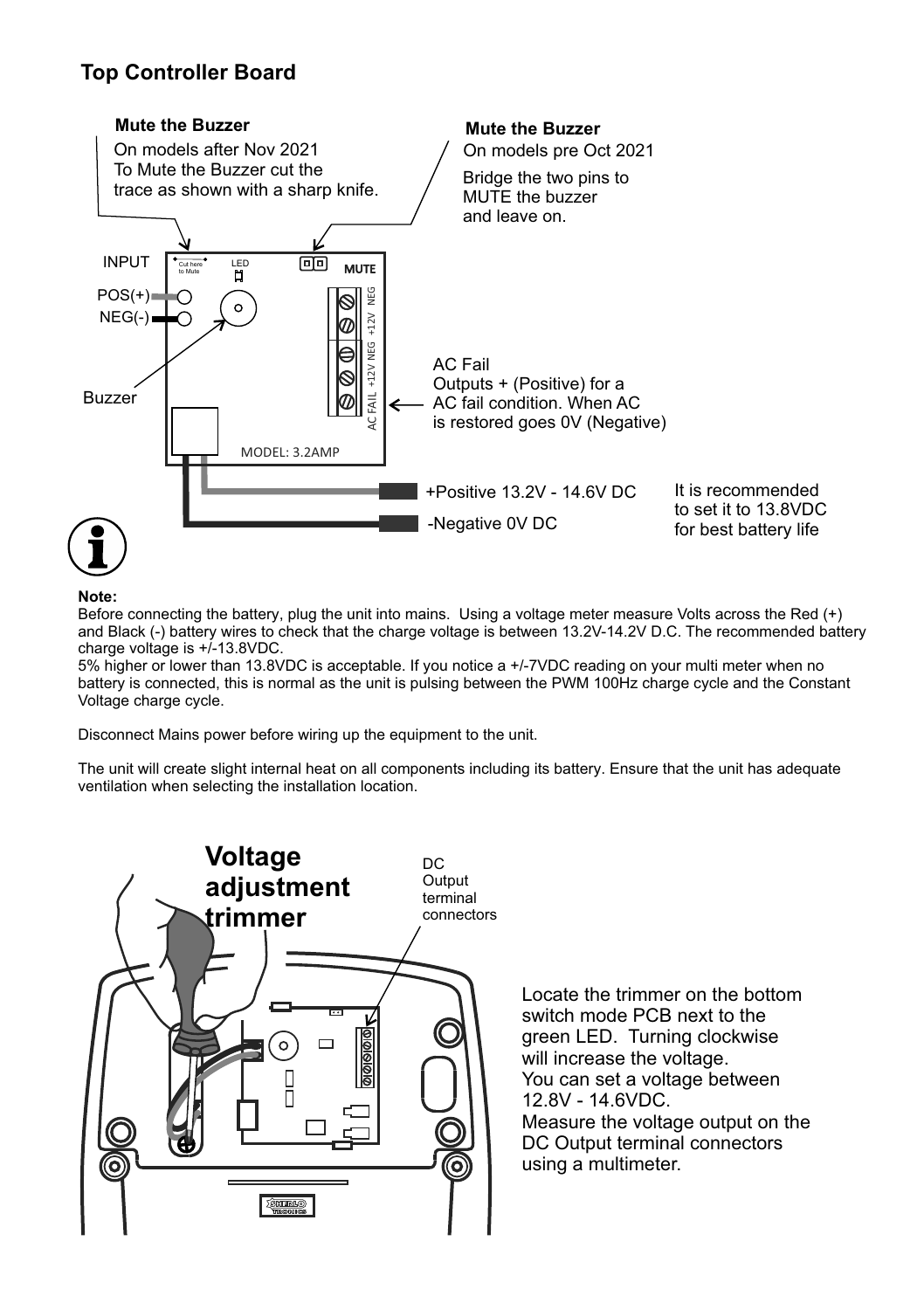## Top Controller Board

**Mute the Buzzer**

On models after Nov 2021
To Mute the Buzzer cut the trace as shown with a sharp knife.

**Mute the Buzzer**

On models pre Oct 2021

Bridge the two pins to MUTE the buzzer and leave on.

INPUT

POS(+)

NEG(-)

Cut here to Mute

LED

MUTE

NEG

+12V

NEG

+12V

AC FAIL

Buzzer

AC Fail
Outputs + (Positive) for a AC fail condition. When AC is restored goes 0V (Negative)

MODEL: 3.2AMP

+Positive 13.2V - 14.6V DC

-Negative 0V DC

It is recommended to set it to 13.8VDC for best battery life

**Note:**

Before connecting the battery, plug the unit into mains. Using a voltage meter measure Volts across the Red (+) and Black (-) battery wires to check that the charge voltage is between 13.2V-14.2V D.C. The recommended battery charge voltage is +/-13.8VDC.

5% higher or lower than 13.8VDC is acceptable. If you notice a +/-7VDC reading on your multi meter when no battery is connected, this is normal as the unit is pulsing between the PWM 100Hz charge cycle and the Constant Voltage charge cycle.

Disconnect Mains power before wiring up the equipment to the unit.

The unit will create slight internal heat on all components including its battery. Ensure that the unit has adequate ventilation when selecting the installation location.

## Voltage adjustment trimmer

DC Output terminal connectors

Locate the trimmer on the bottom switch mode PCB next to the green LED. Turning clockwise will increase the voltage.
You can set a voltage between 12.8V - 14.6VDC.
Measure the voltage output on the DC Output terminal connectors using a multimeter.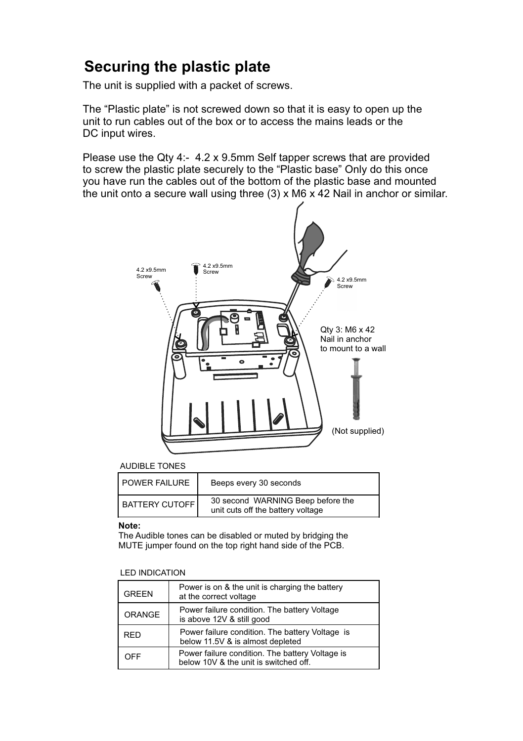# Securing the plastic plate

The unit is supplied with a packet of screws.

The “Plastic plate” is not screwed down so that it is easy to open up the unit to run cables out of the box or to access the mains leads or the DC input wires.

Please use the Qty 4:- 4.2 x 9.5mm Self tapper screws that are provided to screw the plastic plate securely to the “Plastic base” Only do this once you have run the cables out of the bottom of the plastic base and mounted the unit onto a secure wall using three (3) x M6 x 42 Nail in anchor or similar.

4.2 x9.5mm Screw

4.2 x9.5mm Screw

4.2 x9.5mm Screw

Qty 3: M6 x 42 Nail in anchor to mount to a wall

(Not supplied)

AUDIBLE TONES

| | |
|---|---|
| POWER FAILURE | Beeps every 30 seconds |
| BATTERY CUTOFF | 30 second WARNING Beep before the unit cuts off the battery voltage |

**Note:**
The Audible tones can be disabled or muted by bridging the MUTE jumper found on the top right hand side of the PCB.

LED INDICATION

| | |
|---|---|
| GREEN | Power is on & the unit is charging the battery at the correct voltage |
| ORANGE | Power failure condition. The battery Voltage is above 12V & still good |
| RED | Power failure condition. The battery Voltage is below 11.5V & is almost depleted |
| OFF | Power failure condition. The battery Voltage is below 10V & the unit is switched off. |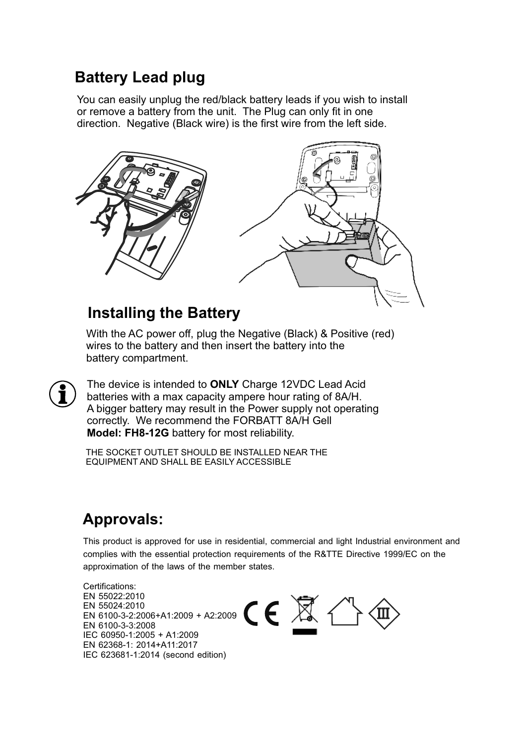## Battery Lead plug

You can easily unplug the red/black battery leads if you wish to install or remove a battery from the unit. The Plug can only fit in one direction. Negative (Black wire) is the first wire from the left side.

## Installing the Battery

With the AC power off, plug the Negative (Black) & Positive (red) wires to the battery and then insert the battery into the battery compartment.

The device is intended to **ONLY** Charge 12VDC Lead Acid batteries with a max capacity ampere hour rating of 8A/H. A bigger battery may result in the Power supply not operating correctly. We recommend the FORBATT 8A/H Gell **Model: FH8-12G** battery for most reliability.

THE SOCKET OUTLET SHOULD BE INSTALLED NEAR THE EQUIPMENT AND SHALL BE EASILY ACCESSIBLE

## Approvals:

This product is approved for use in residential, commercial and light Industrial environment and complies with the essential protection requirements of the R&TTE Directive 1999/EC on the approximation of the laws of the member states.

Certifications:
EN 55022:2010
EN 55024:2010
EN 6100-3-2:2006+A1:2009 + A2:2009
EN 6100-3-3:2008
IEC 60950-1:2005 + A1:2009
EN 62368-1: 2014+A11:2017
IEC 623681-1:2014 (second edition)